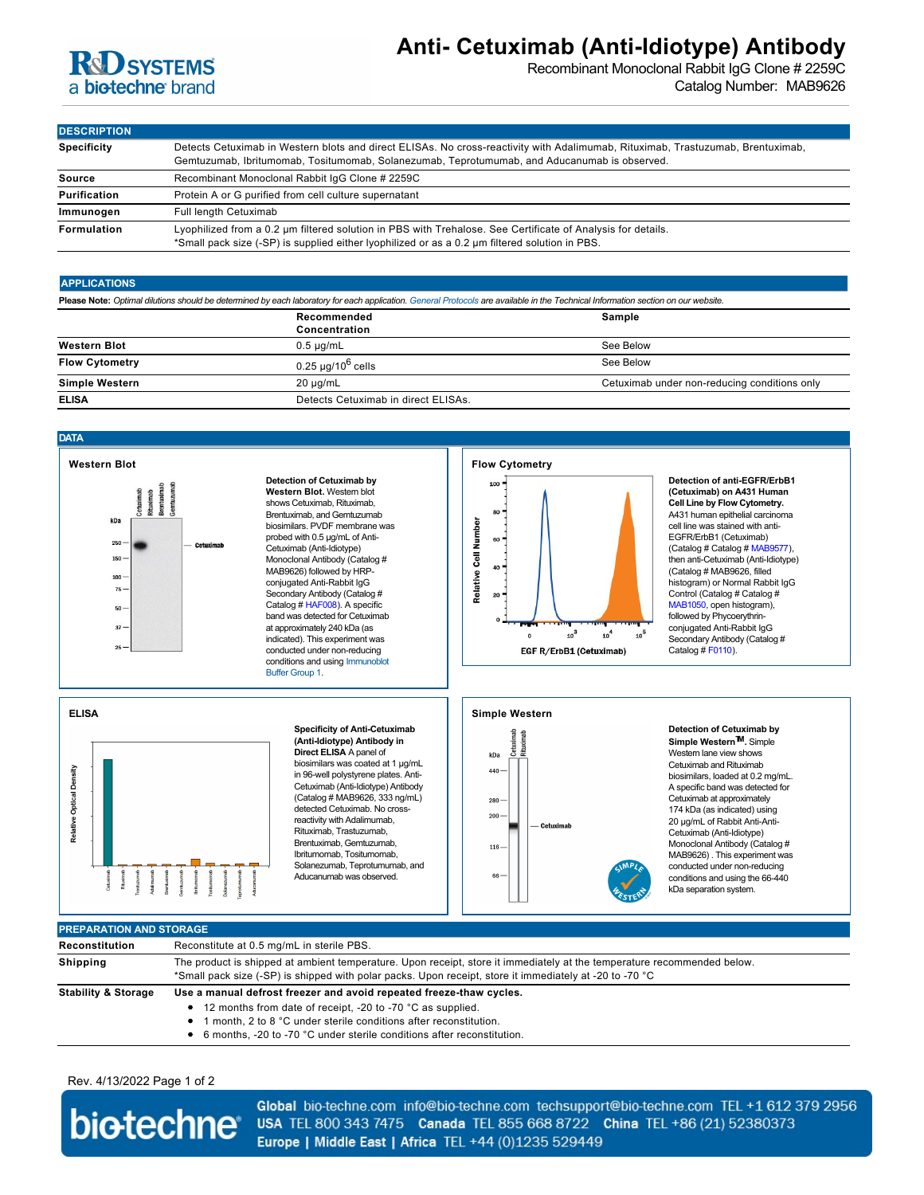# Anti- Cetuximab (Anti-Idiotype) Antibody

Recombinant Monoclonal Rabbit IgG Clone # 2259C
Catalog Number: MAB9626

## DESCRIPTION

| | |
|---|---|
| **Specificity** | Detects Cetuximab in Western blots and direct ELISAs. No cross-reactivity with Adalimumab, Rituximab, Trastuzumab, Brentuximab, Gemtuzumab, Ibritumomab, Tositumomab, Solanezumab, Teprotumumab, and Aducanumab is observed. |
| **Source** | Recombinant Monoclonal Rabbit IgG Clone # 2259C |
| **Purification** | Protein A or G purified from cell culture supernatant |
| **Immunogen** | Full length Cetuximab |
| **Formulation** | Lyophilized from a 0.2 μm filtered solution in PBS with Trehalose. See Certificate of Analysis for details.<br>*Small pack size (-SP) is supplied either lyophilized or as a 0.2 μm filtered solution in PBS. |

## APPLICATIONS

**Please Note:** *Optimal dilutions should be determined by each laboratory for each application. General Protocols are available in the Technical Information section on our website.*

| | Recommended Concentration | Sample |
|---|---|---|
| **Western Blot** | 0.5 µg/mL | See Below |
| **Flow Cytometry** | 0.25 µg/$10^6$ cells | See Below |
| **Simple Western** | 20 µg/mL | Cetuximab under non-reducing conditions only |
| **ELISA** | Detects Cetuximab in direct ELISAs. | |

## DATA

### Western Blot

**Detection of Cetuximab by Western Blot.** Western blot shows Cetuximab, Rituximab, Brentuximab, and Gemtuzumab biosimilars. PVDF membrane was probed with 0.5 µg/mL of Anti-Cetuximab (Anti-Idiotype) Monoclonal Antibody (Catalog # MAB9626) followed by HRP-conjugated Anti-Rabbit IgG Secondary Antibody (Catalog # Catalog # HAF008). A specific band was detected for Cetuximab at approximately 240 kDa (as indicated). This experiment was conducted under non-reducing conditions and using Immunoblot Buffer Group 1.

### Flow Cytometry

**Detection of anti-EGFR/ErbB1 (Cetuximab) on A431 Human Cell Line by Flow Cytometry.** A431 human epithelial carcinoma cell line was stained with anti-EGFR/ErbB1 (Cetuximab) (Catalog # Catalog # MAB9577), then anti-Cetuximab (Anti-Idiotype) (Catalog # MAB9626, filled histogram) or Normal Rabbit IgG Control (Catalog # Catalog # MAB1050, open histogram), followed by Phycoerythrin-conjugated Anti-Rabbit IgG Secondary Antibody (Catalog # Catalog # F0110).

### ELISA

**Specificity of Anti-Cetuximab (Anti-Idiotype) Antibody in Direct ELISA** A panel of biosimilars was coated at 1 µg/mL in 96-well polystyrene plates. Anti-Cetuximab (Anti-Idiotype) Antibody (Catalog # MAB9626, 333 ng/mL) detected Cetuximab. No cross-reactivity with Adalimumab, Rituximab, Trastuzumab, Brentuximab, Gemtuzumab, Ibritumomab, Tositumomab, Solanezumab, Teprotumumab, and Aducanumab was observed.

### Simple Western

**Detection of Cetuximab by Simple Western™.** Simple Western lane view shows Cetuximab and Rituximab biosimilars, loaded at 0.2 mg/mL. A specific band was detected for Cetuximab at approximately 174 kDa (as indicated) using 20 µg/mL of Rabbit Anti-Anti-Cetuximab (Anti-Idiotype) Monoclonal Antibody (Catalog # MAB9626) . This experiment was conducted under non-reducing conditions and using the 66-440 kDa separation system.

## PREPARATION AND STORAGE

| | |
|---|---|
| **Reconstitution** | Reconstitute at 0.5 mg/mL in sterile PBS. |
| **Shipping** | The product is shipped at ambient temperature. Upon receipt, store it immediately at the temperature recommended below.<br>*Small pack size (-SP) is shipped with polar packs. Upon receipt, store it immediately at -20 to -70 °C |
| **Stability & Storage** | **Use a manual defrost freezer and avoid repeated freeze-thaw cycles.**<br>• 12 months from date of receipt, -20 to -70 °C as supplied.<br>• 1 month, 2 to 8 °C under sterile conditions after reconstitution.<br>• 6 months, -20 to -70 °C under sterile conditions after reconstitution. |

Rev. 4/13/2022

**Global** bio-techne.com info@bio-techne.com techsupport@bio-techne.com TEL +1 612 379 2956
**USA** TEL 800 343 7475 **Canada** TEL 855 668 8722 **China** TEL +86 (21) 52380373
**Europe | Middle East | Africa** TEL +44 (0)1235 529449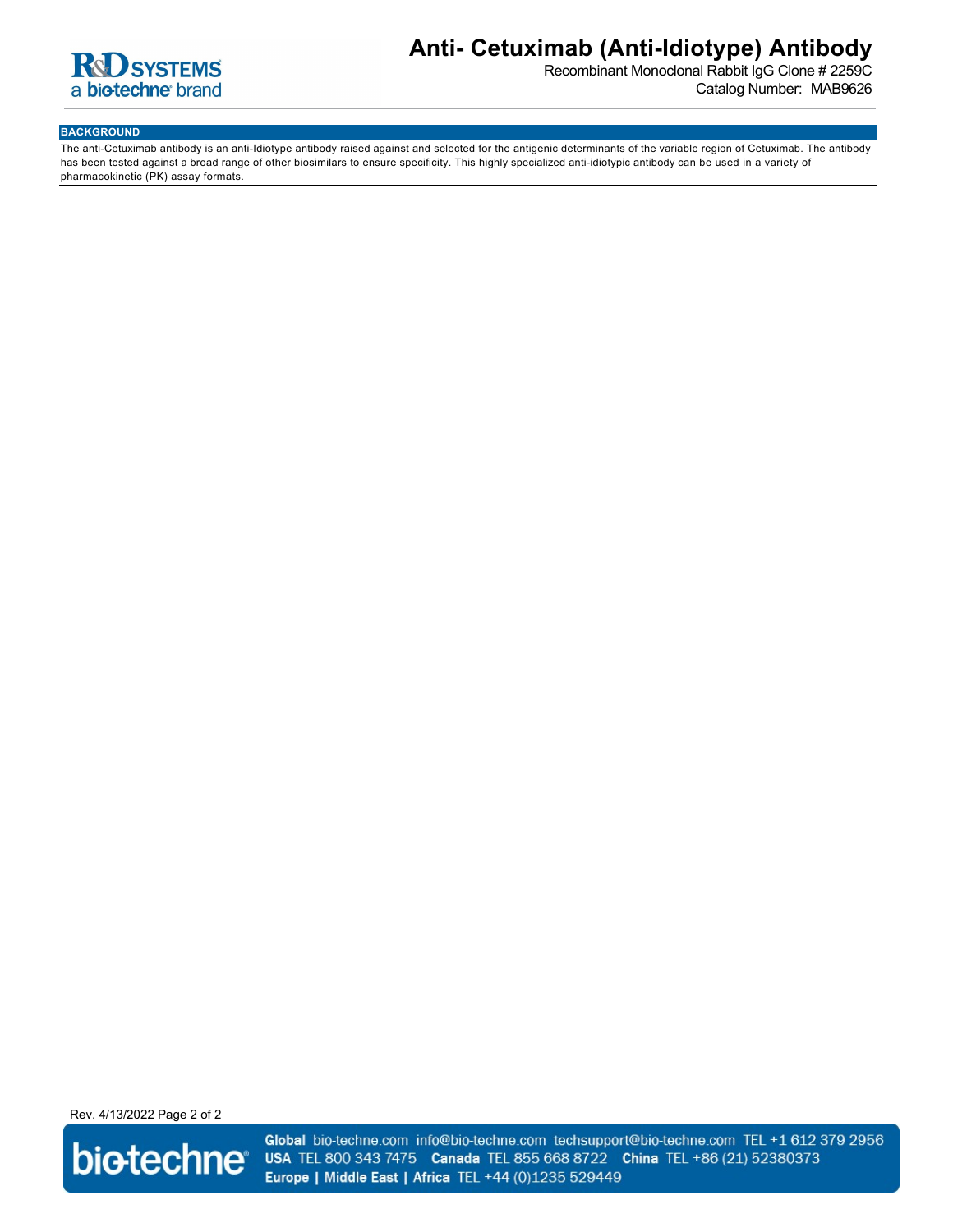## BACKGROUND

The anti-Cetuximab antibody is an anti-Idiotype antibody raised against and selected for the antigenic determinants of the variable region of Cetuximab. The antibody has been tested against a broad range of other biosimilars to ensure specificity. This highly specialized anti-idiotypic antibody can be used in a variety of pharmacokinetic (PK) assay formats.